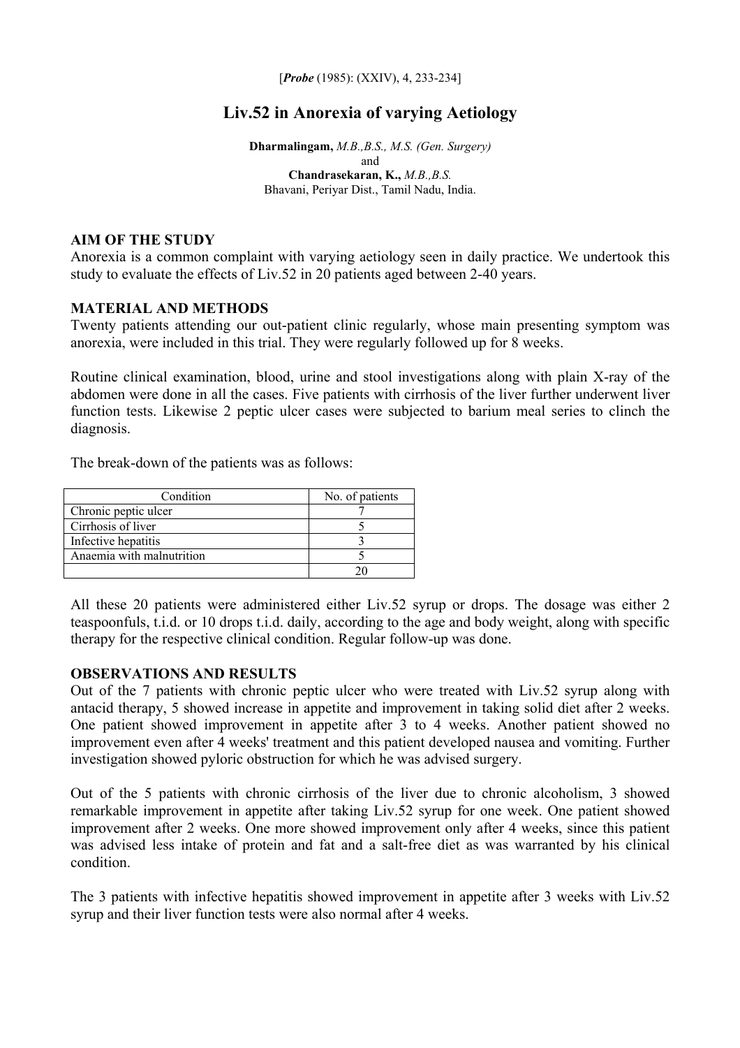[*Probe* (1985): (XXIV), 4, 233-234]

# Liv.52 in Anorexia of varying Aetiology

**Dharmalingam,** *M.B.,B.S., M.S. (Gen. Surgery)*
and
**Chandrasekaran, K.,** *M.B.,B.S.*
Bhavani, Periyar Dist., Tamil Nadu, India.

## AIM OF THE STUDY

Anorexia is a common complaint with varying aetiology seen in daily practice. We undertook this study to evaluate the effects of Liv.52 in 20 patients aged between 2-40 years.

## MATERIAL AND METHODS

Twenty patients attending our out-patient clinic regularly, whose main presenting symptom was anorexia, were included in this trial. They were regularly followed up for 8 weeks.

Routine clinical examination, blood, urine and stool investigations along with plain X-ray of the abdomen were done in all the cases. Five patients with cirrhosis of the liver further underwent liver function tests. Likewise 2 peptic ulcer cases were subjected to barium meal series to clinch the diagnosis.

The break-down of the patients was as follows:

| Condition | No. of patients |
|---|---|
| Chronic peptic ulcer | 7 |
| Cirrhosis of liver | 5 |
| Infective hepatitis | 3 |
| Anaemia with malnutrition | 5 |
| | 20 |

All these 20 patients were administered either Liv.52 syrup or drops. The dosage was either 2 teaspoonfuls, t.i.d. or 10 drops t.i.d. daily, according to the age and body weight, along with specific therapy for the respective clinical condition. Regular follow-up was done.

## OBSERVATIONS AND RESULTS

Out of the 7 patients with chronic peptic ulcer who were treated with Liv.52 syrup along with antacid therapy, 5 showed increase in appetite and improvement in taking solid diet after 2 weeks. One patient showed improvement in appetite after 3 to 4 weeks. Another patient showed no improvement even after 4 weeks' treatment and this patient developed nausea and vomiting. Further investigation showed pyloric obstruction for which he was advised surgery.

Out of the 5 patients with chronic cirrhosis of the liver due to chronic alcoholism, 3 showed remarkable improvement in appetite after taking Liv.52 syrup for one week. One patient showed improvement after 2 weeks. One more showed improvement only after 4 weeks, since this patient was advised less intake of protein and fat and a salt-free diet as was warranted by his clinical condition.

The 3 patients with infective hepatitis showed improvement in appetite after 3 weeks with Liv.52 syrup and their liver function tests were also normal after 4 weeks.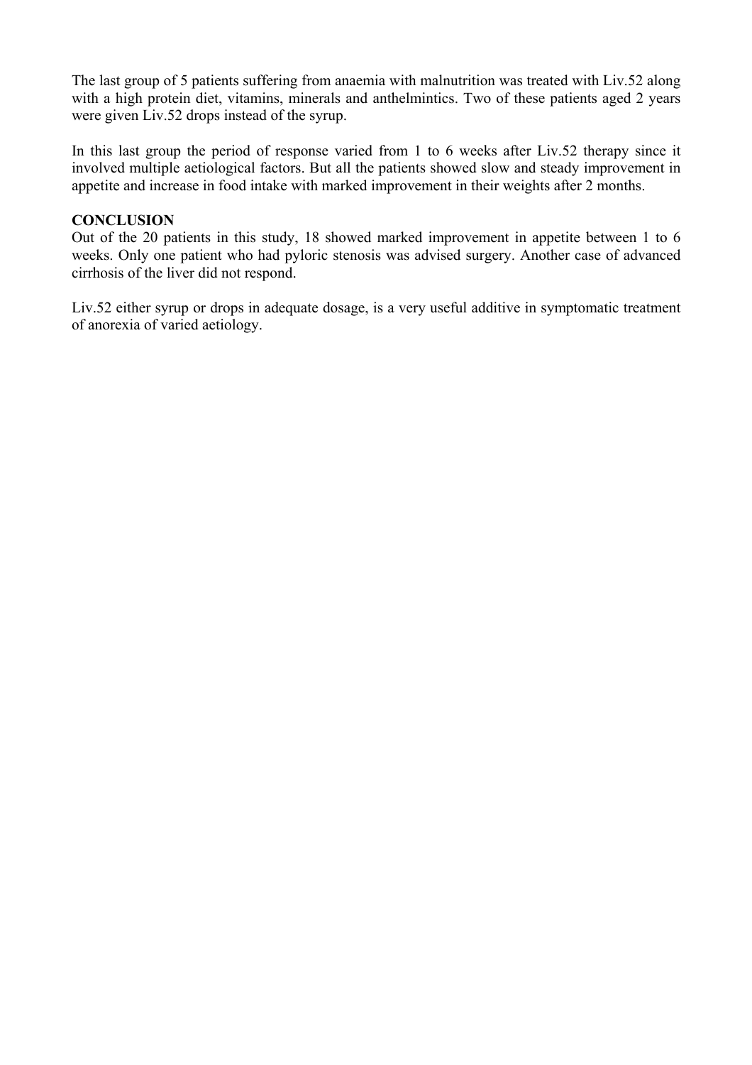The last group of 5 patients suffering from anaemia with malnutrition was treated with Liv.52 along with a high protein diet, vitamins, minerals and anthelmintics. Two of these patients aged 2 years were given Liv.52 drops instead of the syrup.

In this last group the period of response varied from 1 to 6 weeks after Liv.52 therapy since it involved multiple aetiological factors. But all the patients showed slow and steady improvement in appetite and increase in food intake with marked improvement in their weights after 2 months.

**CONCLUSION**

Out of the 20 patients in this study, 18 showed marked improvement in appetite between 1 to 6 weeks. Only one patient who had pyloric stenosis was advised surgery. Another case of advanced cirrhosis of the liver did not respond.

Liv.52 either syrup or drops in adequate dosage, is a very useful additive in symptomatic treatment of anorexia of varied aetiology.